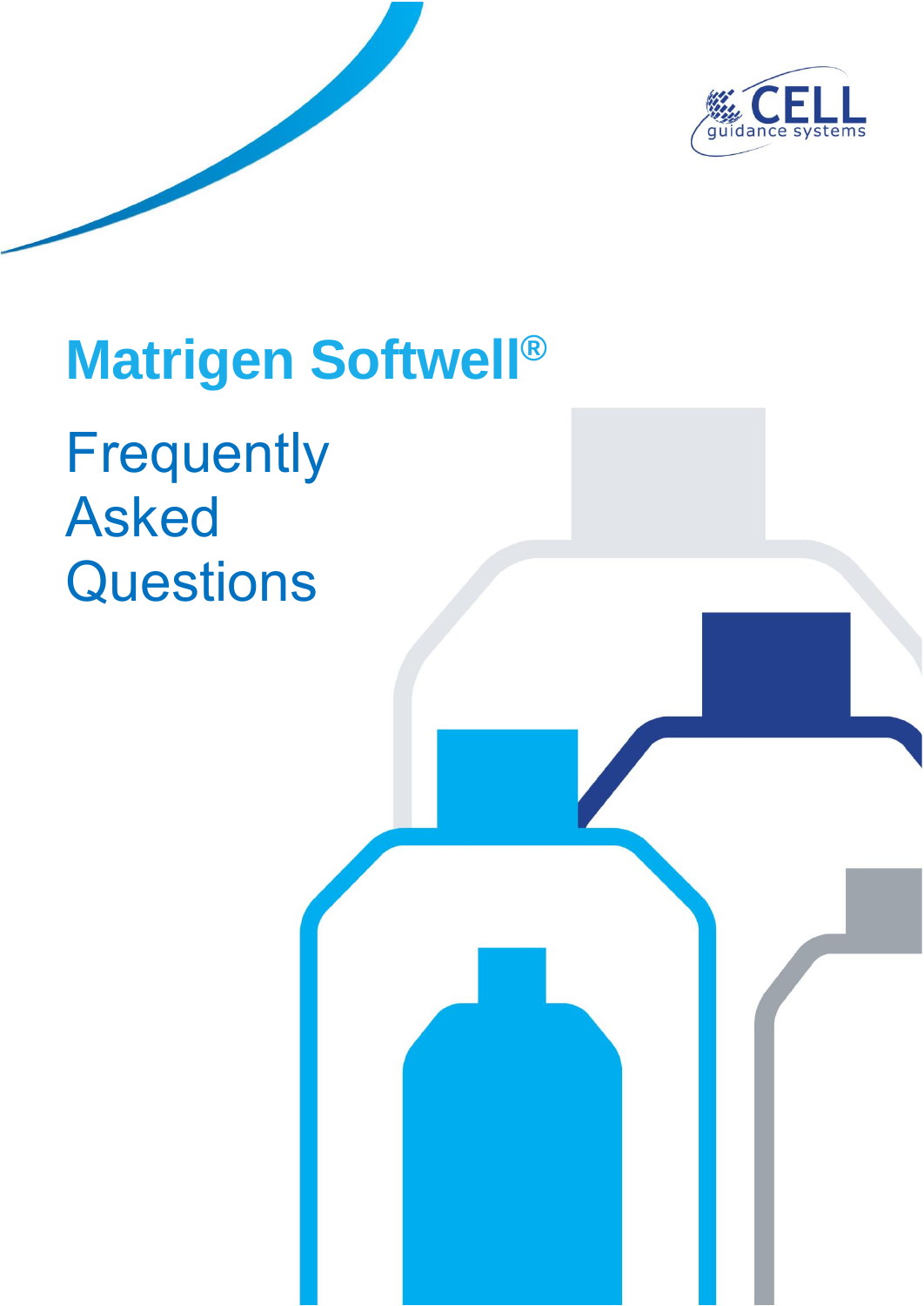# Matrigen Softwell®

## Frequently Asked Questions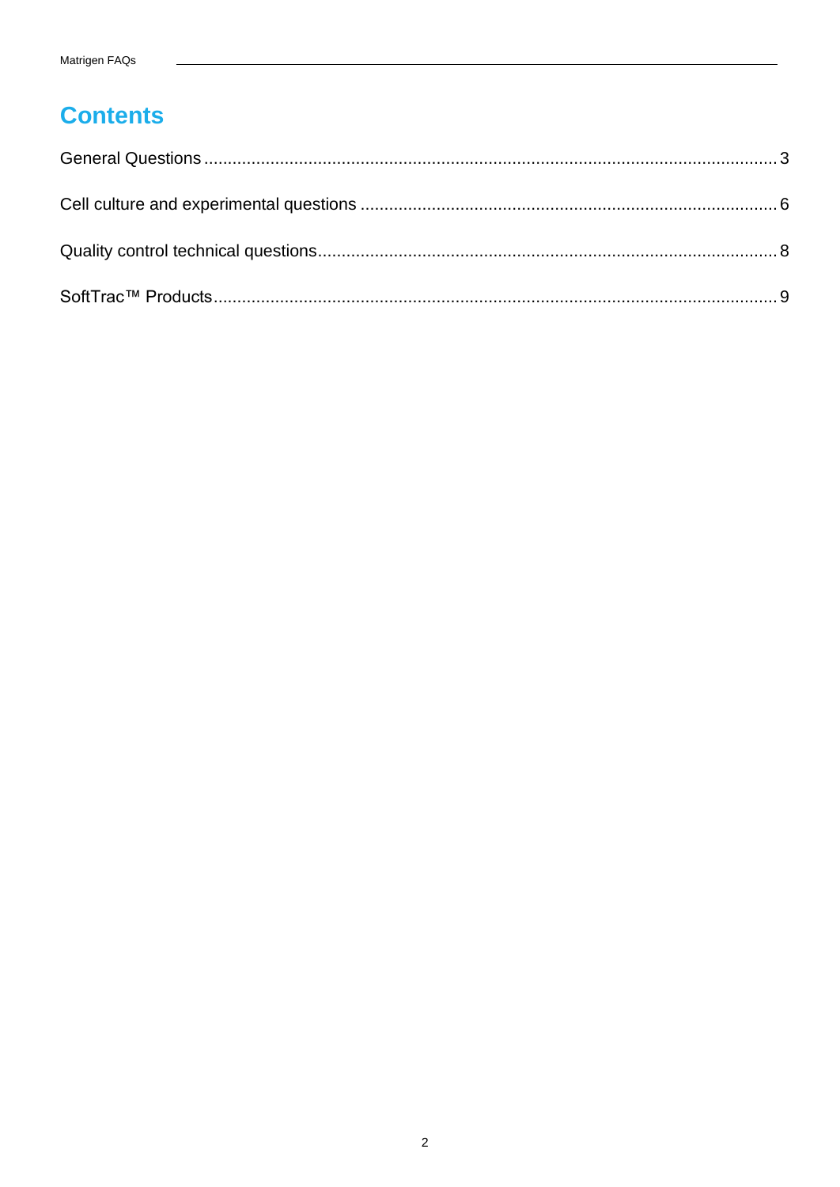# Contents

General Questions ........................................................................................................................ 3

Cell culture and experimental questions ....................................................................................... 6

Quality control technical questions................................................................................................ 8

SoftTrac™ Products..................................................................................................................... 9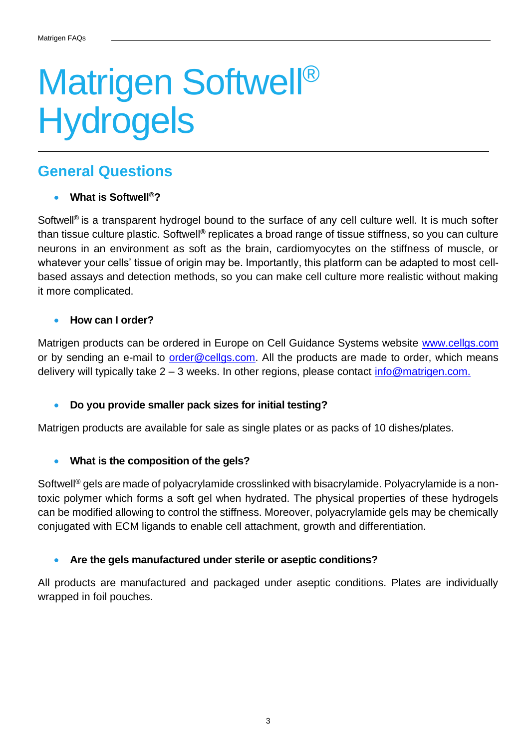# Matrigen Softwell® Hydrogels

## General Questions

- **What is Softwell®?**

Softwell® is a transparent hydrogel bound to the surface of any cell culture well. It is much softer than tissue culture plastic. Softwell® replicates a broad range of tissue stiffness, so you can culture neurons in an environment as soft as the brain, cardiomyocytes on the stiffness of muscle, or whatever your cells' tissue of origin may be. Importantly, this platform can be adapted to most cell-based assays and detection methods, so you can make cell culture more realistic without making it more complicated.

- **How can I order?**

Matrigen products can be ordered in Europe on Cell Guidance Systems website [www.cellgs.com](http://www.cellgs.com) or by sending an e-mail to [order@cellgs.com](mailto:order@cellgs.com). All the products are made to order, which means delivery will typically take 2 – 3 weeks. In other regions, please contact [info@matrigen.com.](mailto:info@matrigen.com)

- **Do you provide smaller pack sizes for initial testing?**

Matrigen products are available for sale as single plates or as packs of 10 dishes/plates.

- **What is the composition of the gels?**

Softwell® gels are made of polyacrylamide crosslinked with bisacrylamide. Polyacrylamide is a non-toxic polymer which forms a soft gel when hydrated. The physical properties of these hydrogels can be modified allowing to control the stiffness. Moreover, polyacrylamide gels may be chemically conjugated with ECM ligands to enable cell attachment, growth and differentiation.

- **Are the gels manufactured under sterile or aseptic conditions?**

All products are manufactured and packaged under aseptic conditions. Plates are individually wrapped in foil pouches.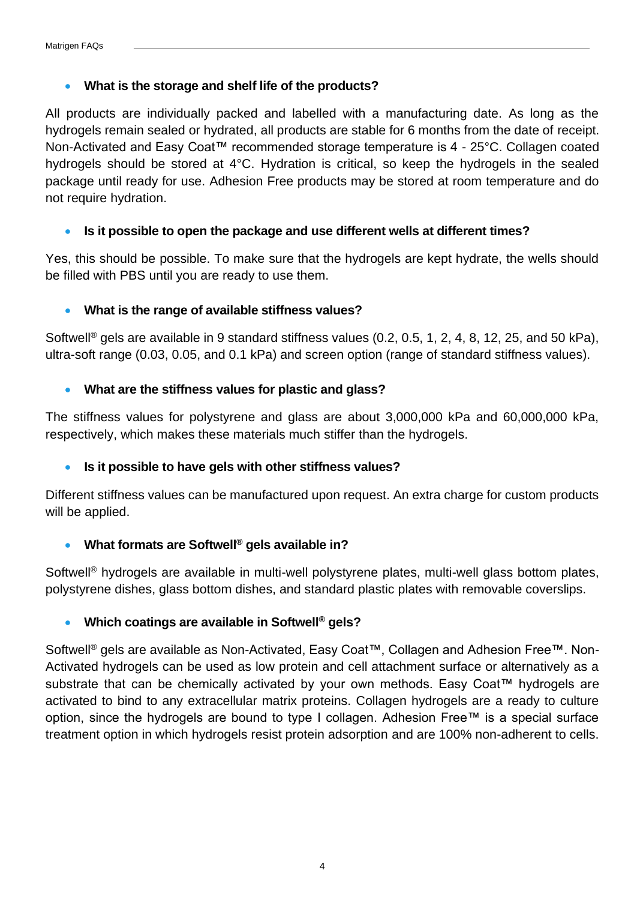- **What is the storage and shelf life of the products?**

All products are individually packed and labelled with a manufacturing date. As long as the hydrogels remain sealed or hydrated, all products are stable for 6 months from the date of receipt. Non-Activated and Easy Coat™ recommended storage temperature is 4 - 25°C. Collagen coated hydrogels should be stored at 4°C. Hydration is critical, so keep the hydrogels in the sealed package until ready for use. Adhesion Free products may be stored at room temperature and do not require hydration.

- **Is it possible to open the package and use different wells at different times?**

Yes, this should be possible. To make sure that the hydrogels are kept hydrate, the wells should be filled with PBS until you are ready to use them.

- **What is the range of available stiffness values?**

Softwell® gels are available in 9 standard stiffness values (0.2, 0.5, 1, 2, 4, 8, 12, 25, and 50 kPa), ultra-soft range (0.03, 0.05, and 0.1 kPa) and screen option (range of standard stiffness values).

- **What are the stiffness values for plastic and glass?**

The stiffness values for polystyrene and glass are about 3,000,000 kPa and 60,000,000 kPa, respectively, which makes these materials much stiffer than the hydrogels.

- **Is it possible to have gels with other stiffness values?**

Different stiffness values can be manufactured upon request. An extra charge for custom products will be applied.

- **What formats are Softwell® gels available in?**

Softwell® hydrogels are available in multi-well polystyrene plates, multi-well glass bottom plates, polystyrene dishes, glass bottom dishes, and standard plastic plates with removable coverslips.

- **Which coatings are available in Softwell® gels?**

Softwell® gels are available as Non-Activated, Easy Coat™, Collagen and Adhesion Free™. Non-Activated hydrogels can be used as low protein and cell attachment surface or alternatively as a substrate that can be chemically activated by your own methods. Easy Coat™ hydrogels are activated to bind to any extracellular matrix proteins. Collagen hydrogels are a ready to culture option, since the hydrogels are bound to type I collagen. Adhesion Free™ is a special surface treatment option in which hydrogels resist protein adsorption and are 100% non-adherent to cells.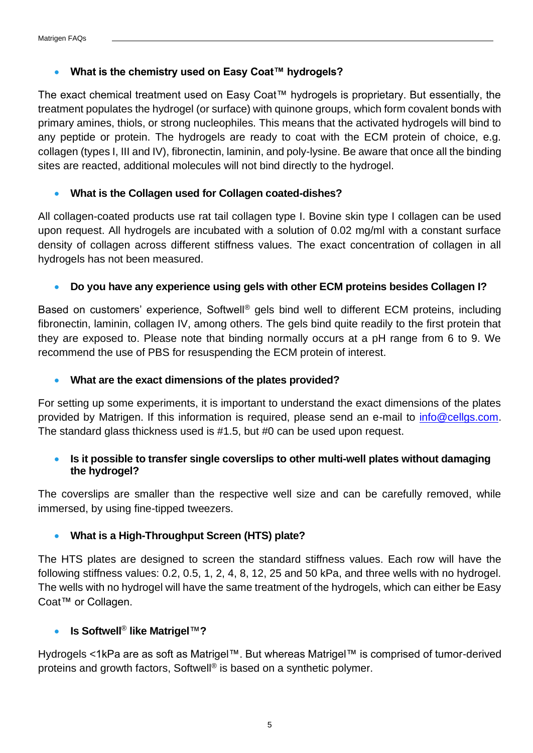- **What is the chemistry used on Easy Coat™ hydrogels?**

The exact chemical treatment used on Easy Coat™ hydrogels is proprietary. But essentially, the treatment populates the hydrogel (or surface) with quinone groups, which form covalent bonds with primary amines, thiols, or strong nucleophiles. This means that the activated hydrogels will bind to any peptide or protein. The hydrogels are ready to coat with the ECM protein of choice, e.g. collagen (types I, III and IV), fibronectin, laminin, and poly-lysine. Be aware that once all the binding sites are reacted, additional molecules will not bind directly to the hydrogel.

- **What is the Collagen used for Collagen coated-dishes?**

All collagen-coated products use rat tail collagen type I. Bovine skin type I collagen can be used upon request. All hydrogels are incubated with a solution of 0.02 mg/ml with a constant surface density of collagen across different stiffness values. The exact concentration of collagen in all hydrogels has not been measured.

- **Do you have any experience using gels with other ECM proteins besides Collagen I?**

Based on customers' experience, Softwell® gels bind well to different ECM proteins, including fibronectin, laminin, collagen IV, among others. The gels bind quite readily to the first protein that they are exposed to. Please note that binding normally occurs at a pH range from 6 to 9. We recommend the use of PBS for resuspending the ECM protein of interest.

- **What are the exact dimensions of the plates provided?**

For setting up some experiments, it is important to understand the exact dimensions of the plates provided by Matrigen. If this information is required, please send an e-mail to [info@cellgs.com](mailto:info@cellgs.com). The standard glass thickness used is #1.5, but #0 can be used upon request.

- **Is it possible to transfer single coverslips to other multi-well plates without damaging the hydrogel?**

The coverslips are smaller than the respective well size and can be carefully removed, while immersed, by using fine-tipped tweezers.

- **What is a High-Throughput Screen (HTS) plate?**

The HTS plates are designed to screen the standard stiffness values. Each row will have the following stiffness values: 0.2, 0.5, 1, 2, 4, 8, 12, 25 and 50 kPa, and three wells with no hydrogel. The wells with no hydrogel will have the same treatment of the hydrogels, which can either be Easy Coat™ or Collagen.

- **Is Softwell® like Matrigel™?**

Hydrogels <1kPa are as soft as Matrigel™. But whereas Matrigel™ is comprised of tumor-derived proteins and growth factors, Softwell® is based on a synthetic polymer.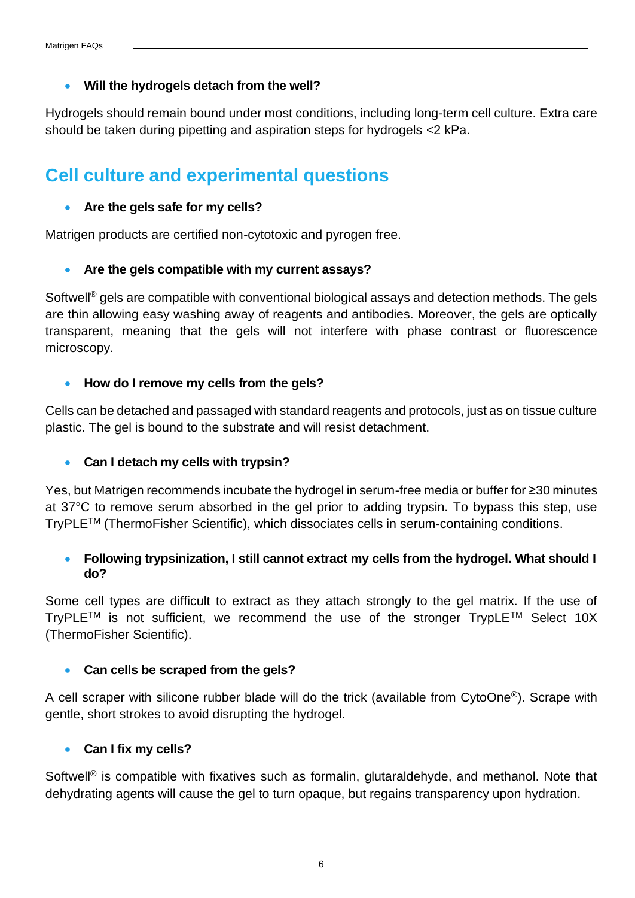- **Will the hydrogels detach from the well?**

Hydrogels should remain bound under most conditions, including long-term cell culture. Extra care should be taken during pipetting and aspiration steps for hydrogels <2 kPa.

## Cell culture and experimental questions

- **Are the gels safe for my cells?**

Matrigen products are certified non-cytotoxic and pyrogen free.

- **Are the gels compatible with my current assays?**

Softwell® gels are compatible with conventional biological assays and detection methods. The gels are thin allowing easy washing away of reagents and antibodies. Moreover, the gels are optically transparent, meaning that the gels will not interfere with phase contrast or fluorescence microscopy.

- **How do I remove my cells from the gels?**

Cells can be detached and passaged with standard reagents and protocols, just as on tissue culture plastic. The gel is bound to the substrate and will resist detachment.

- **Can I detach my cells with trypsin?**

Yes, but Matrigen recommends incubate the hydrogel in serum-free media or buffer for ≥30 minutes at 37°C to remove serum absorbed in the gel prior to adding trypsin. To bypass this step, use TryPLE™ (ThermoFisher Scientific), which dissociates cells in serum-containing conditions.

- **Following trypsinization, I still cannot extract my cells from the hydrogel. What should I do?**

Some cell types are difficult to extract as they attach strongly to the gel matrix. If the use of TryPLE™ is not sufficient, we recommend the use of the stronger TrypLE™ Select 10X (ThermoFisher Scientific).

- **Can cells be scraped from the gels?**

A cell scraper with silicone rubber blade will do the trick (available from CytoOne®). Scrape with gentle, short strokes to avoid disrupting the hydrogel.

- **Can I fix my cells?**

Softwell® is compatible with fixatives such as formalin, glutaraldehyde, and methanol. Note that dehydrating agents will cause the gel to turn opaque, but regains transparency upon hydration.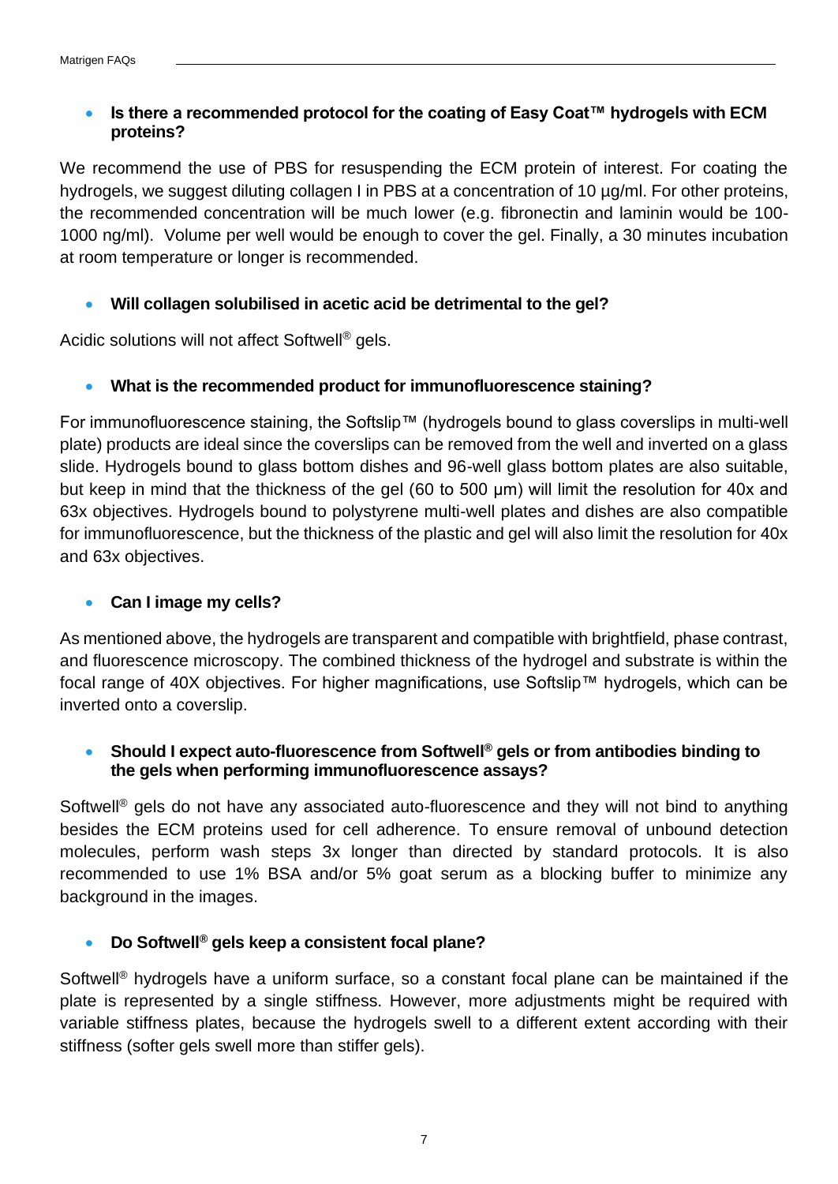- **Is there a recommended protocol for the coating of Easy Coat™ hydrogels with ECM proteins?**

We recommend the use of PBS for resuspending the ECM protein of interest. For coating the hydrogels, we suggest diluting collagen I in PBS at a concentration of 10 µg/ml. For other proteins, the recommended concentration will be much lower (e.g. fibronectin and laminin would be 100-1000 ng/ml). Volume per well would be enough to cover the gel. Finally, a 30 minutes incubation at room temperature or longer is recommended.

- **Will collagen solubilised in acetic acid be detrimental to the gel?**

Acidic solutions will not affect Softwell® gels.

- **What is the recommended product for immunofluorescence staining?**

For immunofluorescence staining, the Softslip™ (hydrogels bound to glass coverslips in multi-well plate) products are ideal since the coverslips can be removed from the well and inverted on a glass slide. Hydrogels bound to glass bottom dishes and 96-well glass bottom plates are also suitable, but keep in mind that the thickness of the gel (60 to 500 µm) will limit the resolution for 40x and 63x objectives. Hydrogels bound to polystyrene multi-well plates and dishes are also compatible for immunofluorescence, but the thickness of the plastic and gel will also limit the resolution for 40x and 63x objectives.

- **Can I image my cells?**

As mentioned above, the hydrogels are transparent and compatible with brightfield, phase contrast, and fluorescence microscopy. The combined thickness of the hydrogel and substrate is within the focal range of 40X objectives. For higher magnifications, use Softslip™ hydrogels, which can be inverted onto a coverslip.

- **Should I expect auto-fluorescence from Softwell® gels or from antibodies binding to the gels when performing immunofluorescence assays?**

Softwell® gels do not have any associated auto-fluorescence and they will not bind to anything besides the ECM proteins used for cell adherence. To ensure removal of unbound detection molecules, perform wash steps 3x longer than directed by standard protocols. It is also recommended to use 1% BSA and/or 5% goat serum as a blocking buffer to minimize any background in the images.

- **Do Softwell® gels keep a consistent focal plane?**

Softwell® hydrogels have a uniform surface, so a constant focal plane can be maintained if the plate is represented by a single stiffness. However, more adjustments might be required with variable stiffness plates, because the hydrogels swell to a different extent according with their stiffness (softer gels swell more than stiffer gels).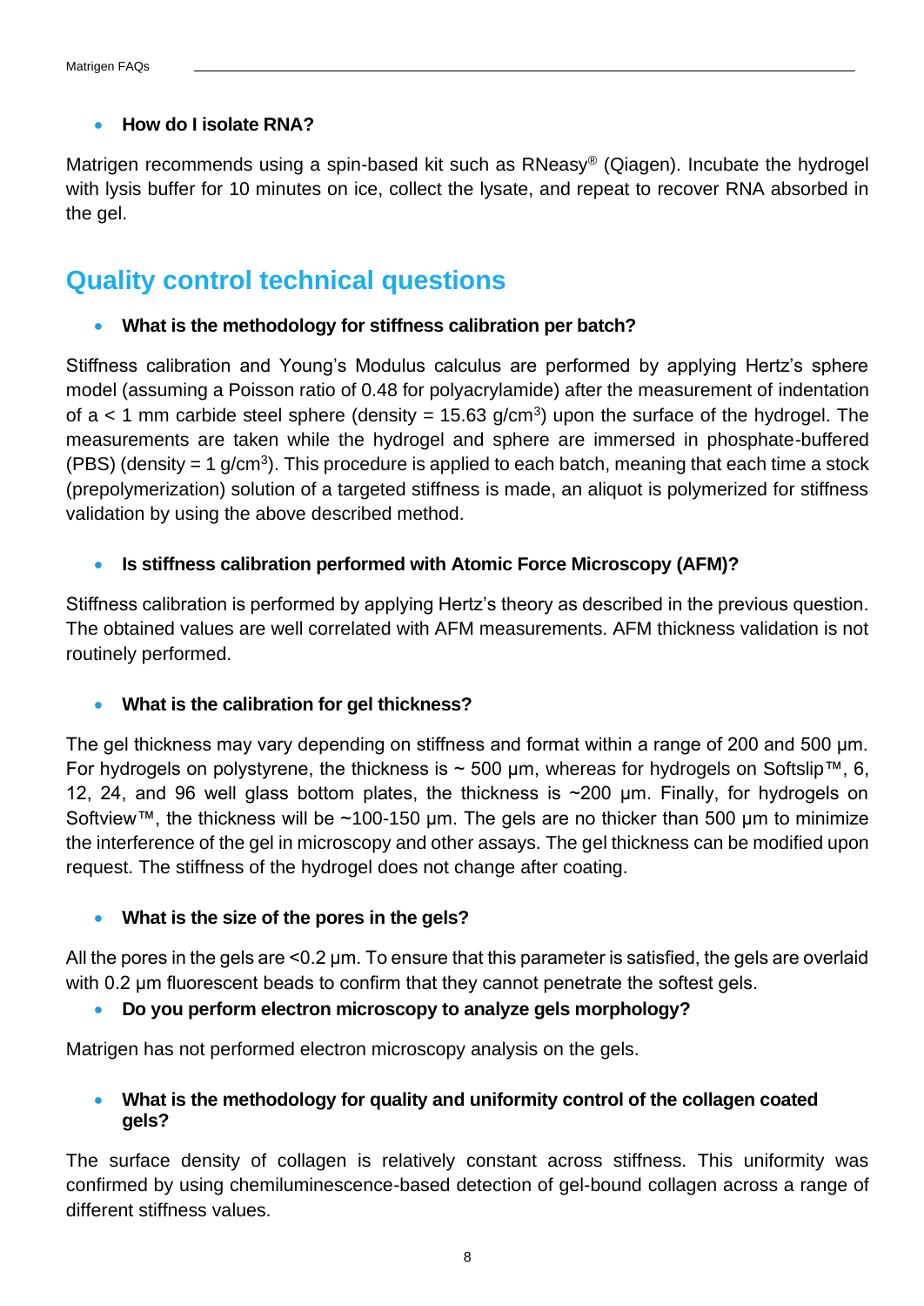- **How do I isolate RNA?**

Matrigen recommends using a spin-based kit such as RNeasy® (Qiagen). Incubate the hydrogel with lysis buffer for 10 minutes on ice, collect the lysate, and repeat to recover RNA absorbed in the gel.

## Quality control technical questions

- **What is the methodology for stiffness calibration per batch?**

Stiffness calibration and Young's Modulus calculus are performed by applying Hertz's sphere model (assuming a Poisson ratio of 0.48 for polyacrylamide) after the measurement of indentation of a < 1 mm carbide steel sphere (density = 15.63 g/cm$^3$) upon the surface of the hydrogel. The measurements are taken while the hydrogel and sphere are immersed in phosphate-buffered (PBS) (density = 1 g/cm$^3$). This procedure is applied to each batch, meaning that each time a stock (prepolymerization) solution of a targeted stiffness is made, an aliquot is polymerized for stiffness validation by using the above described method.

- **Is stiffness calibration performed with Atomic Force Microscopy (AFM)?**

Stiffness calibration is performed by applying Hertz's theory as described in the previous question. The obtained values are well correlated with AFM measurements. AFM thickness validation is not routinely performed.

- **What is the calibration for gel thickness?**

The gel thickness may vary depending on stiffness and format within a range of 200 and 500 µm. For hydrogels on polystyrene, the thickness is ~ 500 µm, whereas for hydrogels on Softslip™, 6, 12, 24, and 96 well glass bottom plates, the thickness is ~200 µm. Finally, for hydrogels on Softview™, the thickness will be ~100-150 µm. The gels are no thicker than 500 µm to minimize the interference of the gel in microscopy and other assays. The gel thickness can be modified upon request. The stiffness of the hydrogel does not change after coating.

- **What is the size of the pores in the gels?**

All the pores in the gels are <0.2 µm. To ensure that this parameter is satisfied, the gels are overlaid with 0.2 µm fluorescent beads to confirm that they cannot penetrate the softest gels.

- **Do you perform electron microscopy to analyze gels morphology?**

Matrigen has not performed electron microscopy analysis on the gels.

- **What is the methodology for quality and uniformity control of the collagen coated gels?**

The surface density of collagen is relatively constant across stiffness. This uniformity was confirmed by using chemiluminescence-based detection of gel-bound collagen across a range of different stiffness values.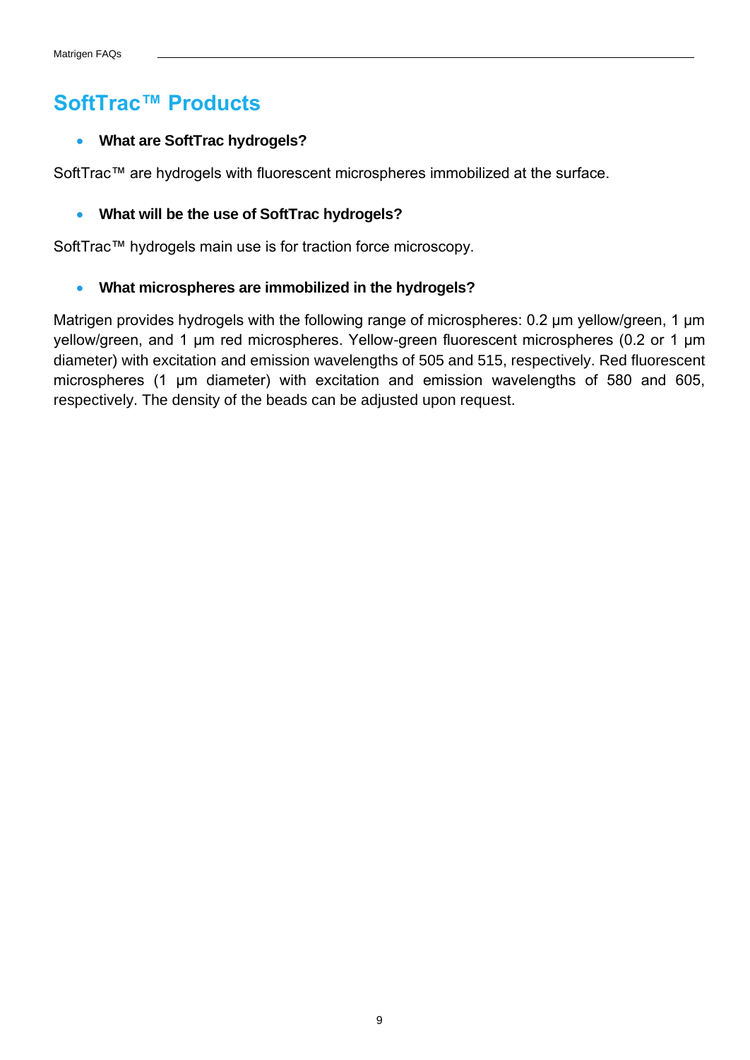# SoftTrac™ Products

- **What are SoftTrac hydrogels?**

SoftTrac™ are hydrogels with fluorescent microspheres immobilized at the surface.

- **What will be the use of SoftTrac hydrogels?**

SoftTrac™ hydrogels main use is for traction force microscopy.

- **What microspheres are immobilized in the hydrogels?**

Matrigen provides hydrogels with the following range of microspheres: 0.2 μm yellow/green, 1 μm yellow/green, and 1 μm red microspheres. Yellow-green fluorescent microspheres (0.2 or 1 μm diameter) with excitation and emission wavelengths of 505 and 515, respectively. Red fluorescent microspheres (1 μm diameter) with excitation and emission wavelengths of 580 and 605, respectively. The density of the beads can be adjusted upon request.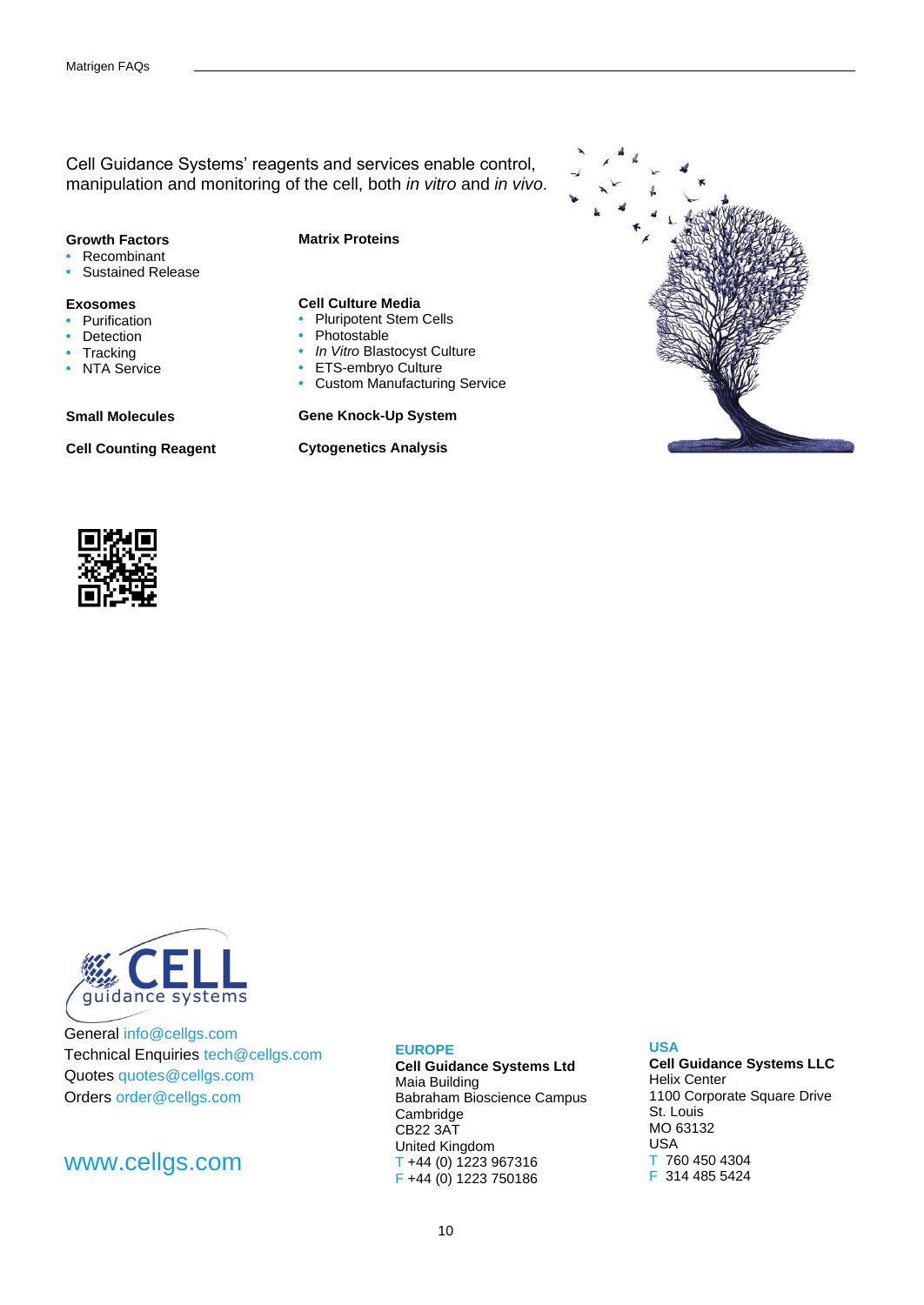Cell Guidance Systems' reagents and services enable control, manipulation and monitoring of the cell, both *in vitro* and *in vivo*.

**Growth Factors**

- Recombinant
- Sustained Release

**Exosomes**

- Purification
- Detection
- Tracking
- NTA Service

**Small Molecules**

**Cell Counting Reagent**

**Matrix Proteins**

**Cell Culture Media**

- Pluripotent Stem Cells
- Photostable
- *In Vitro* Blastocyst Culture
- ETS-embryo Culture
- Custom Manufacturing Service

**Gene Knock-Up System**

**Cytogenetics Analysis**

General info@cellgs.com
Technical Enquiries tech@cellgs.com
Quotes quotes@cellgs.com
Orders order@cellgs.com

www.cellgs.com

**EUROPE**
**Cell Guidance Systems Ltd**
Maia Building
Babraham Bioscience Campus
Cambridge
CB22 3AT
United Kingdom
T +44 (0) 1223 967316
F +44 (0) 1223 750186

**USA**
**Cell Guidance Systems LLC**
Helix Center
1100 Corporate Square Drive
St. Louis
MO 63132
USA
T 760 450 4304
F 314 485 5424